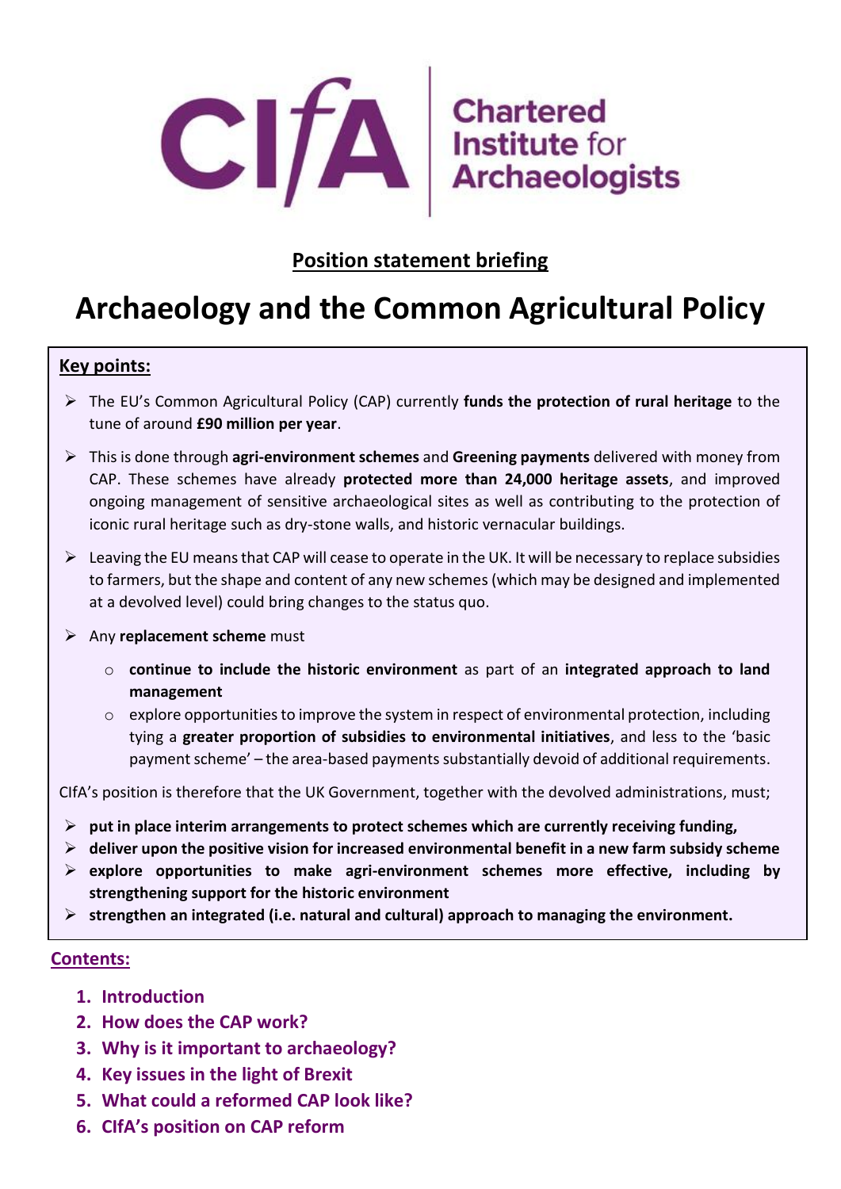CIfA Chartered Institute for Archaeologists

**Position statement briefing**

# Archaeology and the Common Agricultural Policy

**Key points:**

- The EU's Common Agricultural Policy (CAP) currently **funds the protection of rural heritage** to the tune of around **£90 million per year**.
- This is done through **agri-environment schemes** and **Greening payments** delivered with money from CAP. These schemes have already **protected more than 24,000 heritage assets**, and improved ongoing management of sensitive archaeological sites as well as contributing to the protection of iconic rural heritage such as dry-stone walls, and historic vernacular buildings.
- Leaving the EU means that CAP will cease to operate in the UK. It will be necessary to replace subsidies to farmers, but the shape and content of any new schemes (which may be designed and implemented at a devolved level) could bring changes to the status quo.
- Any **replacement scheme** must
  - **continue to include the historic environment** as part of an **integrated approach to land management**
  - explore opportunities to improve the system in respect of environmental protection, including tying a **greater proportion of subsidies to environmental initiatives**, and less to the 'basic payment scheme' – the area-based payments substantially devoid of additional requirements.

CIfA's position is therefore that the UK Government, together with the devolved administrations, must;

- **put in place interim arrangements to protect schemes which are currently receiving funding,**
- **deliver upon the positive vision for increased environmental benefit in a new farm subsidy scheme**
- **explore opportunities to make agri-environment schemes more effective, including by strengthening support for the historic environment**
- **strengthen an integrated (i.e. natural and cultural) approach to managing the environment.**

**Contents:**

1. **Introduction**
2. **How does the CAP work?**
3. **Why is it important to archaeology?**
4. **Key issues in the light of Brexit**
5. **What could a reformed CAP look like?**
6. **CIfA's position on CAP reform**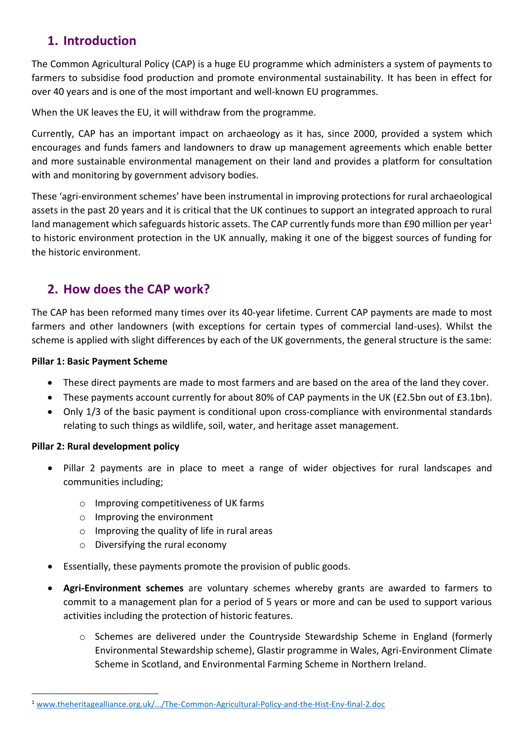## 1. Introduction

The Common Agricultural Policy (CAP) is a huge EU programme which administers a system of payments to farmers to subsidise food production and promote environmental sustainability. It has been in effect for over 40 years and is one of the most important and well-known EU programmes.

When the UK leaves the EU, it will withdraw from the programme.

Currently, CAP has an important impact on archaeology as it has, since 2000, provided a system which encourages and funds famers and landowners to draw up management agreements which enable better and more sustainable environmental management on their land and provides a platform for consultation with and monitoring by government advisory bodies.

These 'agri-environment schemes' have been instrumental in improving protections for rural archaeological assets in the past 20 years and it is critical that the UK continues to support an integrated approach to rural land management which safeguards historic assets. The CAP currently funds more than £90 million per year[1] to historic environment protection in the UK annually, making it one of the biggest sources of funding for the historic environment.

## 2. How does the CAP work?

The CAP has been reformed many times over its 40-year lifetime. Current CAP payments are made to most farmers and other landowners (with exceptions for certain types of commercial land-uses). Whilst the scheme is applied with slight differences by each of the UK governments, the general structure is the same:

**Pillar 1: Basic Payment Scheme**

- These direct payments are made to most farmers and are based on the area of the land they cover.
- These payments account currently for about 80% of CAP payments in the UK (£2.5bn out of £3.1bn).
- Only 1/3 of the basic payment is conditional upon cross-compliance with environmental standards relating to such things as wildlife, soil, water, and heritage asset management.

**Pillar 2: Rural development policy**

- Pillar 2 payments are in place to meet a range of wider objectives for rural landscapes and communities including;
  - Improving competitiveness of UK farms
  - Improving the environment
  - Improving the quality of life in rural areas
  - Diversifying the rural economy
- Essentially, these payments promote the provision of public goods.
- **Agri-Environment schemes** are voluntary schemes whereby grants are awarded to farmers to commit to a management plan for a period of 5 years or more and can be used to support various activities including the protection of historic features.
  - Schemes are delivered under the Countryside Stewardship Scheme in England (formerly Environmental Stewardship scheme), Glastir programme in Wales, Agri-Environment Climate Scheme in Scotland, and Environmental Farming Scheme in Northern Ireland.

[1] www.theheritagealliance.org.uk/.../The-Common-Agricultural-Policy-and-the-Hist-Env-final-2.doc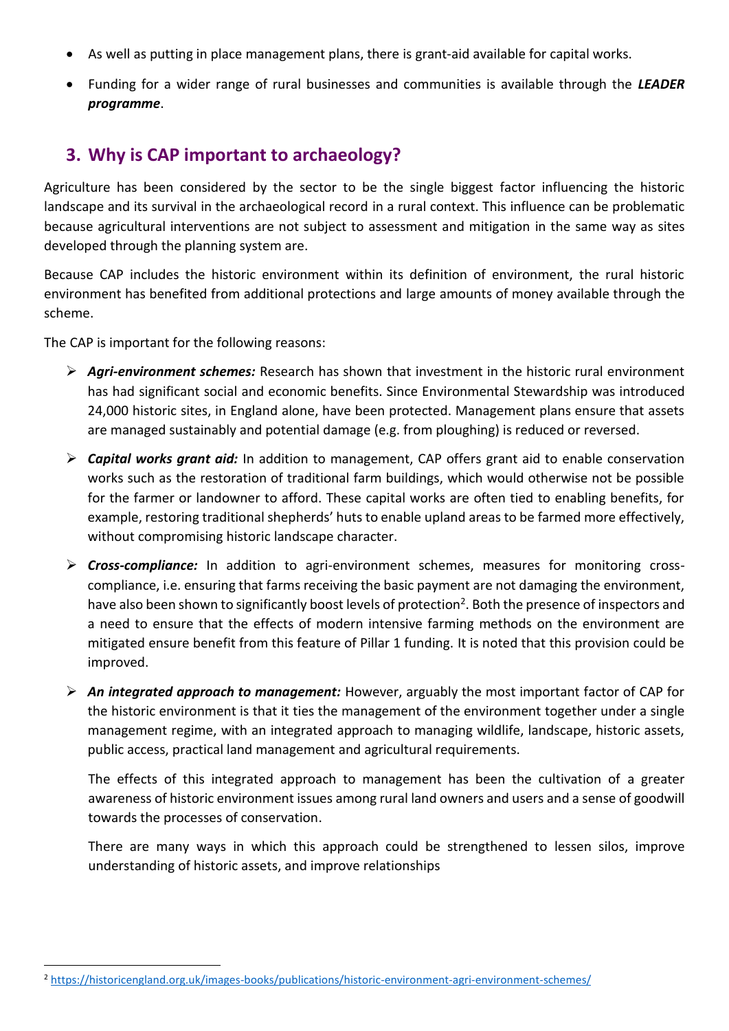- As well as putting in place management plans, there is grant-aid available for capital works.
- Funding for a wider range of rural businesses and communities is available through the ***LEADER programme***.

## 3. Why is CAP important to archaeology?

Agriculture has been considered by the sector to be the single biggest factor influencing the historic landscape and its survival in the archaeological record in a rural context. This influence can be problematic because agricultural interventions are not subject to assessment and mitigation in the same way as sites developed through the planning system are.

Because CAP includes the historic environment within its definition of environment, the rural historic environment has benefited from additional protections and large amounts of money available through the scheme.

The CAP is important for the following reasons:

- ***Agri-environment schemes:*** Research has shown that investment in the historic rural environment has had significant social and economic benefits. Since Environmental Stewardship was introduced 24,000 historic sites, in England alone, have been protected. Management plans ensure that assets are managed sustainably and potential damage (e.g. from ploughing) is reduced or reversed.
- ***Capital works grant aid:*** In addition to management, CAP offers grant aid to enable conservation works such as the restoration of traditional farm buildings, which would otherwise not be possible for the farmer or landowner to afford. These capital works are often tied to enabling benefits, for example, restoring traditional shepherds' huts to enable upland areas to be farmed more effectively, without compromising historic landscape character.
- ***Cross-compliance:*** In addition to agri-environment schemes, measures for monitoring cross-compliance, i.e. ensuring that farms receiving the basic payment are not damaging the environment, have also been shown to significantly boost levels of protection[2]. Both the presence of inspectors and a need to ensure that the effects of modern intensive farming methods on the environment are mitigated ensure benefit from this feature of Pillar 1 funding. It is noted that this provision could be improved.
- ***An integrated approach to management:*** However, arguably the most important factor of CAP for the historic environment is that it ties the management of the environment together under a single management regime, with an integrated approach to managing wildlife, landscape, historic assets, public access, practical land management and agricultural requirements.

  The effects of this integrated approach to management has been the cultivation of a greater awareness of historic environment issues among rural land owners and users and a sense of goodwill towards the processes of conservation.

  There are many ways in which this approach could be strengthened to lessen silos, improve understanding of historic assets, and improve relationships

[2] https://historicengland.org.uk/images-books/publications/historic-environment-agri-environment-schemes/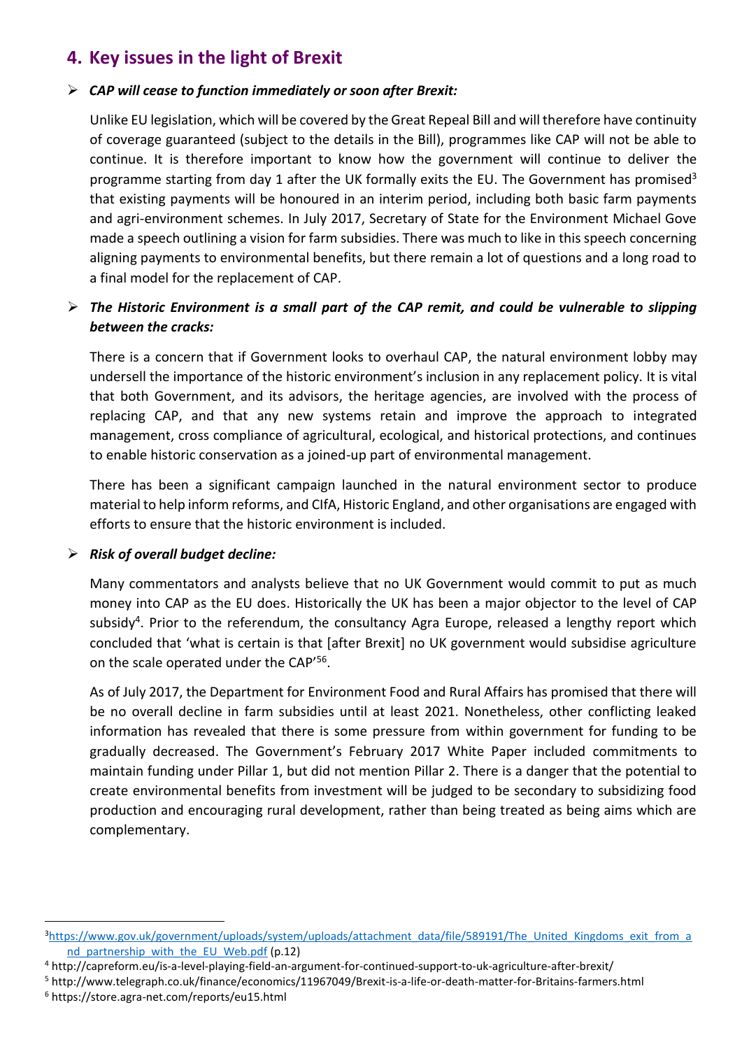## 4. Key issues in the light of Brexit

- ***CAP will cease to function immediately or soon after Brexit:***

  Unlike EU legislation, which will be covered by the Great Repeal Bill and will therefore have continuity of coverage guaranteed (subject to the details in the Bill), programmes like CAP will not be able to continue. It is therefore important to know how the government will continue to deliver the programme starting from day 1 after the UK formally exits the EU. The Government has promised[3] that existing payments will be honoured in an interim period, including both basic farm payments and agri-environment schemes. In July 2017, Secretary of State for the Environment Michael Gove made a speech outlining a vision for farm subsidies. There was much to like in this speech concerning aligning payments to environmental benefits, but there remain a lot of questions and a long road to a final model for the replacement of CAP.

- ***The Historic Environment is a small part of the CAP remit, and could be vulnerable to slipping between the cracks:***

  There is a concern that if Government looks to overhaul CAP, the natural environment lobby may undersell the importance of the historic environment's inclusion in any replacement policy. It is vital that both Government, and its advisors, the heritage agencies, are involved with the process of replacing CAP, and that any new systems retain and improve the approach to integrated management, cross compliance of agricultural, ecological, and historical protections, and continues to enable historic conservation as a joined-up part of environmental management.

  There has been a significant campaign launched in the natural environment sector to produce material to help inform reforms, and CIfA, Historic England, and other organisations are engaged with efforts to ensure that the historic environment is included.

- ***Risk of overall budget decline:***

  Many commentators and analysts believe that no UK Government would commit to put as much money into CAP as the EU does. Historically the UK has been a major objector to the level of CAP subsidy[4]. Prior to the referendum, the consultancy Agra Europe, released a lengthy report which concluded that 'what is certain is that [after Brexit] no UK government would subsidise agriculture on the scale operated under the CAP'[5][6].

  As of July 2017, the Department for Environment Food and Rural Affairs has promised that there will be no overall decline in farm subsidies until at least 2021. Nonetheless, other conflicting leaked information has revealed that there is some pressure from within government for funding to be gradually decreased. The Government's February 2017 White Paper included commitments to maintain funding under Pillar 1, but did not mention Pillar 2. There is a danger that the potential to create environmental benefits from investment will be judged to be secondary to subsidizing food production and encouraging rural development, rather than being treated as being aims which are complementary.

---

[3] https://www.gov.uk/government/uploads/system/uploads/attachment_data/file/589191/The_United_Kingdoms_exit_from_and_partnership_with_the_EU_Web.pdf (p.12)

[4] http://capreform.eu/is-a-level-playing-field-an-argument-for-continued-support-to-uk-agriculture-after-brexit/

[5] http://www.telegraph.co.uk/finance/economics/11967049/Brexit-is-a-life-or-death-matter-for-Britains-farmers.html

[6] https://store.agra-net.com/reports/eu15.html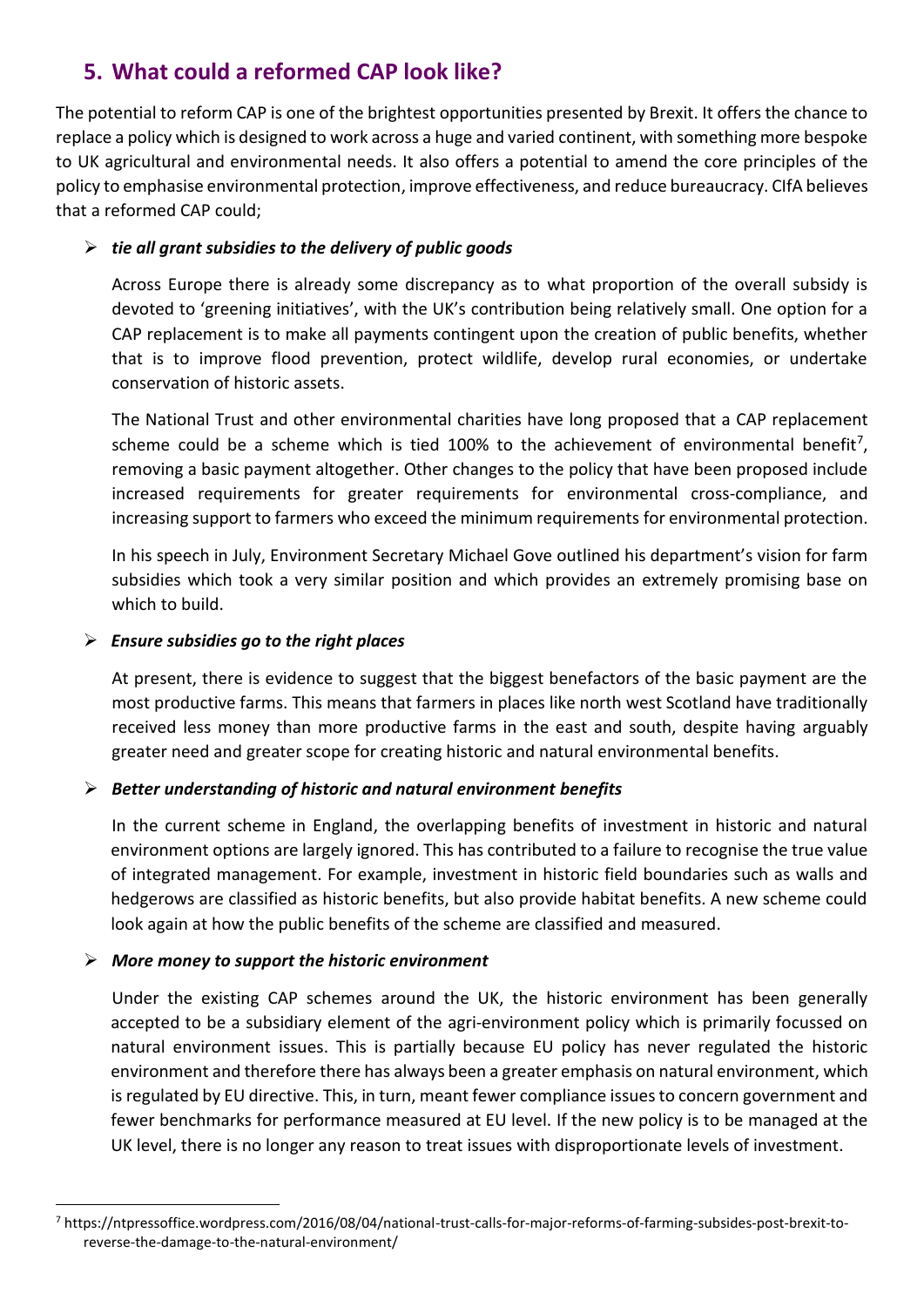## 5. What could a reformed CAP look like?

The potential to reform CAP is one of the brightest opportunities presented by Brexit. It offers the chance to replace a policy which is designed to work across a huge and varied continent, with something more bespoke to UK agricultural and environmental needs. It also offers a potential to amend the core principles of the policy to emphasise environmental protection, improve effectiveness, and reduce bureaucracy. CIfA believes that a reformed CAP could;

- ***tie all grant subsidies to the delivery of public goods***

  Across Europe there is already some discrepancy as to what proportion of the overall subsidy is devoted to 'greening initiatives', with the UK's contribution being relatively small. One option for a CAP replacement is to make all payments contingent upon the creation of public benefits, whether that is to improve flood prevention, protect wildlife, develop rural economies, or undertake conservation of historic assets.

  The National Trust and other environmental charities have long proposed that a CAP replacement scheme could be a scheme which is tied 100% to the achievement of environmental benefit[7], removing a basic payment altogether. Other changes to the policy that have been proposed include increased requirements for greater requirements for environmental cross-compliance, and increasing support to farmers who exceed the minimum requirements for environmental protection.

  In his speech in July, Environment Secretary Michael Gove outlined his department's vision for farm subsidies which took a very similar position and which provides an extremely promising base on which to build.

- ***Ensure subsidies go to the right places***

  At present, there is evidence to suggest that the biggest benefactors of the basic payment are the most productive farms. This means that farmers in places like north west Scotland have traditionally received less money than more productive farms in the east and south, despite having arguably greater need and greater scope for creating historic and natural environmental benefits.

- ***Better understanding of historic and natural environment benefits***

  In the current scheme in England, the overlapping benefits of investment in historic and natural environment options are largely ignored. This has contributed to a failure to recognise the true value of integrated management. For example, investment in historic field boundaries such as walls and hedgerows are classified as historic benefits, but also provide habitat benefits. A new scheme could look again at how the public benefits of the scheme are classified and measured.

- ***More money to support the historic environment***

  Under the existing CAP schemes around the UK, the historic environment has been generally accepted to be a subsidiary element of the agri-environment policy which is primarily focussed on natural environment issues. This is partially because EU policy has never regulated the historic environment and therefore there has always been a greater emphasis on natural environment, which is regulated by EU directive. This, in turn, meant fewer compliance issues to concern government and fewer benchmarks for performance measured at EU level. If the new policy is to be managed at the UK level, there is no longer any reason to treat issues with disproportionate levels of investment.

---

[7] https://ntpressoffice.wordpress.com/2016/08/04/national-trust-calls-for-major-reforms-of-farming-subsides-post-brexit-to-reverse-the-damage-to-the-natural-environment/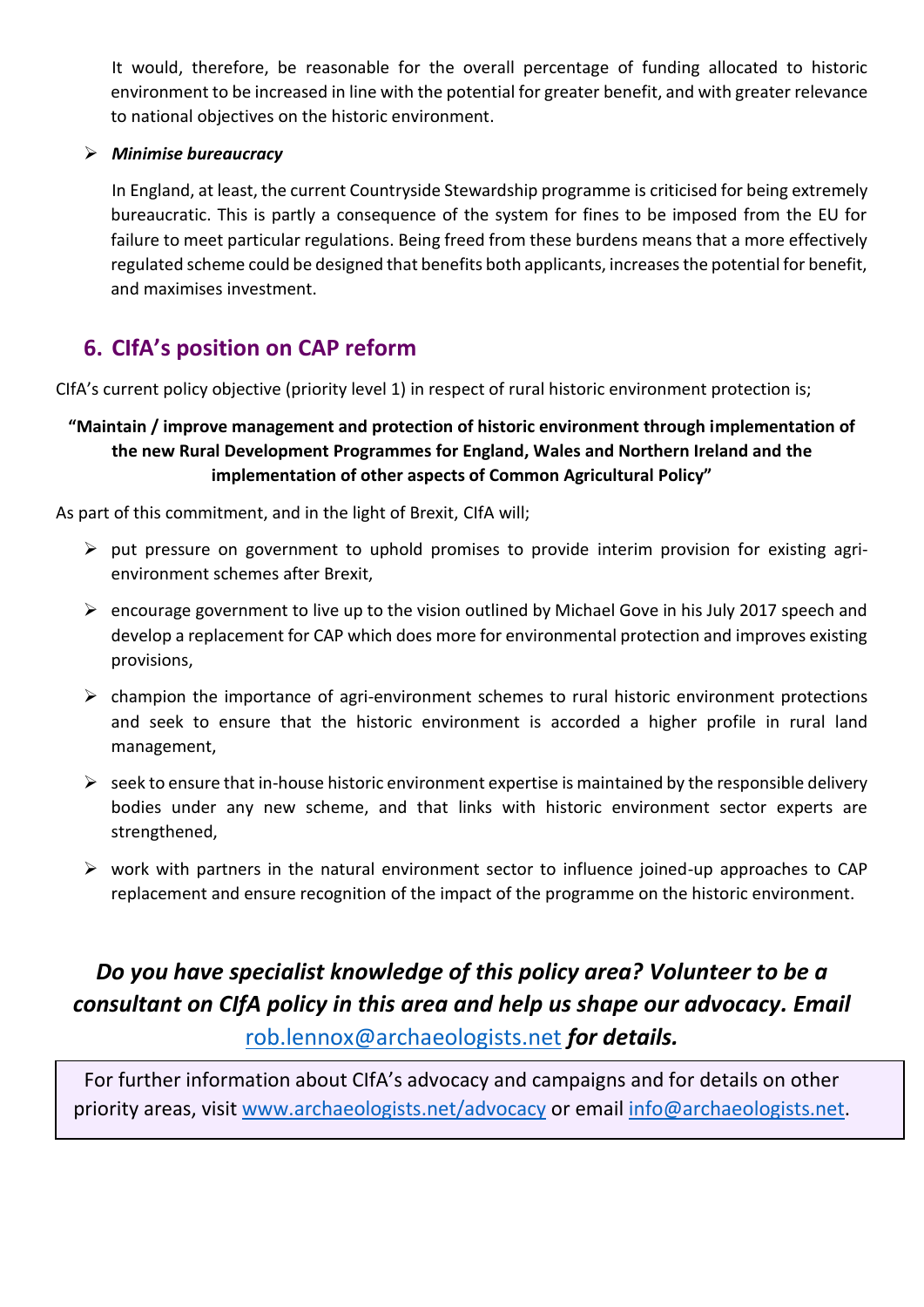It would, therefore, be reasonable for the overall percentage of funding allocated to historic environment to be increased in line with the potential for greater benefit, and with greater relevance to national objectives on the historic environment.

- ***Minimise bureaucracy***

  In England, at least, the current Countryside Stewardship programme is criticised for being extremely bureaucratic. This is partly a consequence of the system for fines to be imposed from the EU for failure to meet particular regulations. Being freed from these burdens means that a more effectively regulated scheme could be designed that benefits both applicants, increases the potential for benefit, and maximises investment.

## 6. CIfA's position on CAP reform

CIfA's current policy objective (priority level 1) in respect of rural historic environment protection is;

**"Maintain / improve management and protection of historic environment through implementation of the new Rural Development Programmes for England, Wales and Northern Ireland and the implementation of other aspects of Common Agricultural Policy"**

As part of this commitment, and in the light of Brexit, CIfA will;

- put pressure on government to uphold promises to provide interim provision for existing agri-environment schemes after Brexit,
- encourage government to live up to the vision outlined by Michael Gove in his July 2017 speech and develop a replacement for CAP which does more for environmental protection and improves existing provisions,
- champion the importance of agri-environment schemes to rural historic environment protections and seek to ensure that the historic environment is accorded a higher profile in rural land management,
- seek to ensure that in-house historic environment expertise is maintained by the responsible delivery bodies under any new scheme, and that links with historic environment sector experts are strengthened,
- work with partners in the natural environment sector to influence joined-up approaches to CAP replacement and ensure recognition of the impact of the programme on the historic environment.

***Do you have specialist knowledge of this policy area? Volunteer to be a consultant on CIfA policy in this area and help us shape our advocacy. Email*** rob.lennox@archaeologists.net ***for details.***

For further information about CIfA's advocacy and campaigns and for details on other priority areas, visit www.archaeologists.net/advocacy or email info@archaeologists.net.